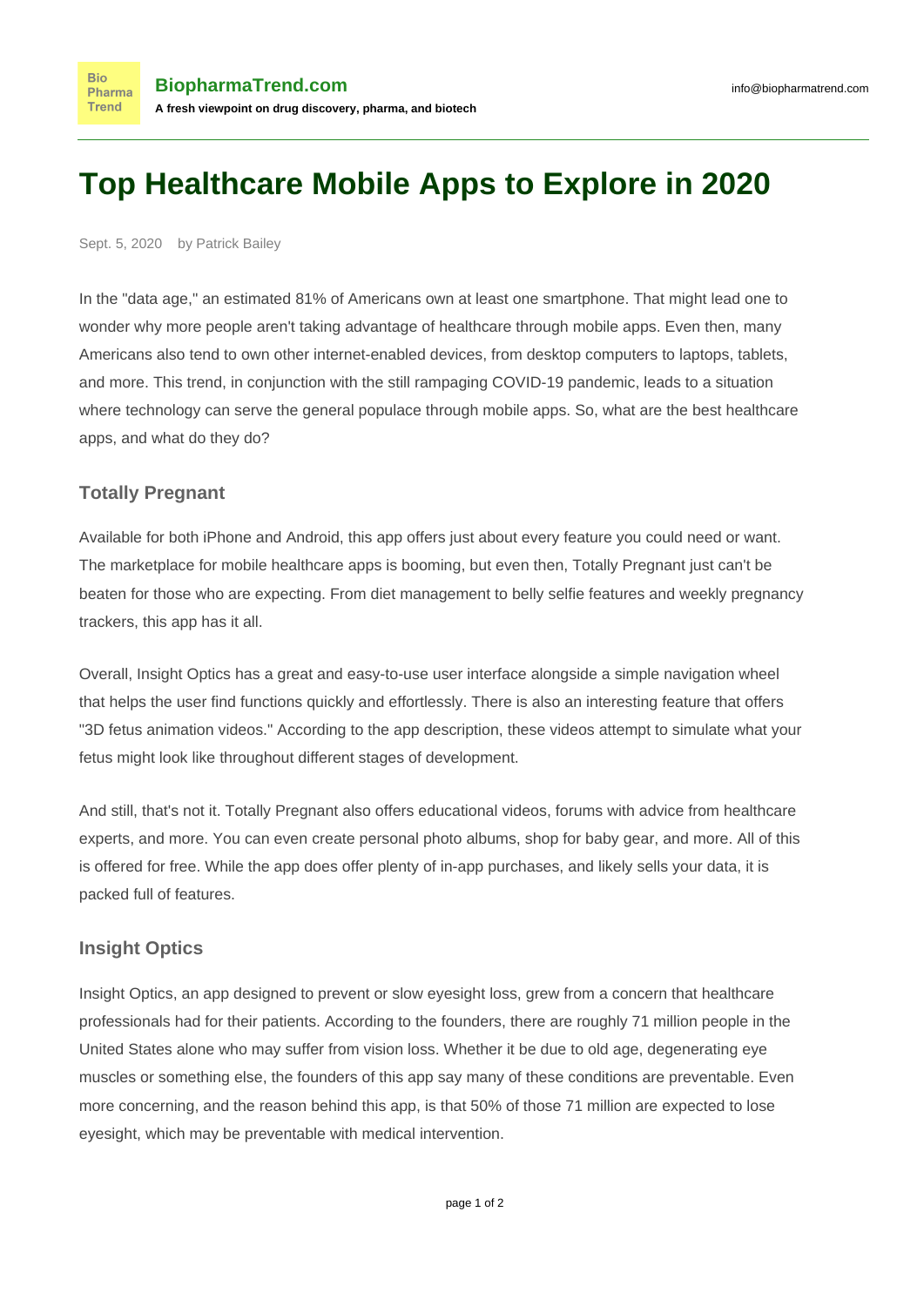# Top Healthcare Mobile Apps to Explore in 2020

Sept. 5, 2020 by Patrick Bailey

In the "data age," an estimated 81% of Americans own at least one smartphone. That might lead one to wonder why more people aren't taking advantage of healthcare through mobile apps. Even then, many Americans also tend to own other internet-enabled devices, from desktop computers to laptops, tablets, and more. This trend, in conjunction with the still rampaging COVID-19 pandemic, leads to a situation where technology can serve the general populace through mobile apps. So, what are the best healthcare apps, and what do they do?

### Totally Pregnant

Available for both iPhone and Android, this app offers just about every feature you could need or want. The marketplace for mobile healthcare apps is booming, but even then, Totally Pregnant just can't be beaten for those who are expecting. From diet management to belly selfie features and weekly pregnancy trackers, this app has it all.

Overall, Insight Optics has a great and easy-to-use user interface alongside a simple navigation wheel that helps the user find functions quickly and effortlessly. There is also an interesting feature that offers "3D fetus animation videos." According to the app description, these videos attempt to simulate what your fetus might look like throughout different stages of development.

And still, that's not it. Totally Pregnant also offers educational videos, forums with advice from healthcare experts, and more. You can even create personal photo albums, shop for baby gear, and more. All of this is offered for free. While the app does offer plenty of in-app purchases, and likely sells your data, it is packed full of features.

### Insight Optics

Insight Optics, an app designed to prevent or slow eyesight loss, grew from a concern that healthcare professionals had for their patients. According to the founders, there are roughly 71 million people in the United States alone who may suffer from vision loss. Whether it be due to old age, degenerating eye muscles or something else, the founders of this app say many of these conditions are preventable. Even more concerning, and the reason behind this app, is that 50% of those 71 million are expected to lose eyesight, which may be preventable with medical intervention.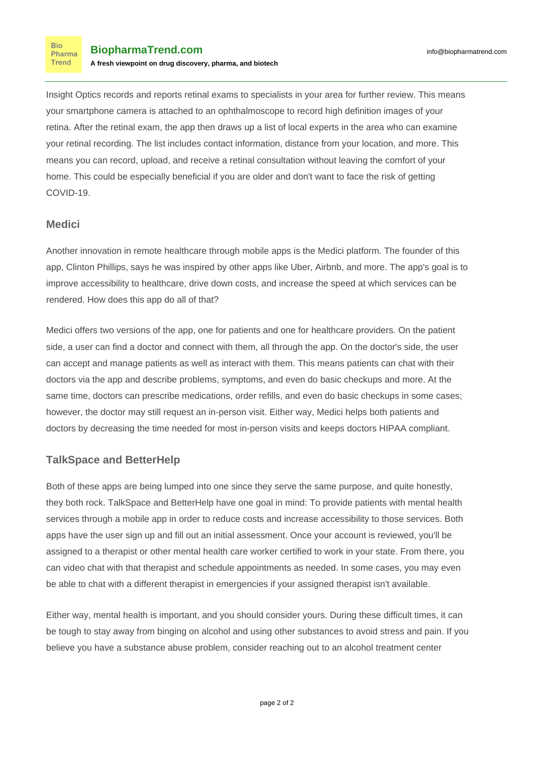Insight Optics records and reports retinal exams to specialists in your area for further review. This means your smartphone camera is attached to an ophthalmoscope to record high definition images of your retina. After the retinal exam, the app then draws up a list of local experts in the area who can examine your retinal recording. The list includes contact information, distance from your location, and more. This means you can record, upload, and receive a retinal consultation without leaving the comfort of your home. This could be especially beneficial if you are older and don't want to face the risk of getting COVID-19.

### Medici

Another innovation in remote healthcare through mobile apps is the Medici platform. The founder of this app, Clinton Phillips, says he was inspired by other apps like Uber, Airbnb, and more. The app's goal is to improve accessibility to healthcare, drive down costs, and increase the speed at which services can be rendered. How does this app do all of that?

Medici offers two versions of the app, one for patients and one for healthcare providers. On the patient side, a user can find a doctor and connect with them, all through the app. On the doctor's side, the user can accept and manage patients as well as interact with them. This means patients can chat with their doctors via the app and describe problems, symptoms, and even do basic checkups and more. At the same time, doctors can prescribe medications, order refills, and even do basic checkups in some cases; however, the doctor may still request an in-person visit. Either way, Medici helps both patients and doctors by decreasing the time needed for most in-person visits and keeps doctors HIPAA compliant.

### TalkSpace and BetterHelp

Both of these apps are being lumped into one since they serve the same purpose, and quite honestly, they both rock. TalkSpace and BetterHelp have one goal in mind: To provide patients with mental health services through a mobile app in order to reduce costs and increase accessibility to those services. Both apps have the user sign up and fill out an initial assessment. Once your account is reviewed, you'll be assigned to a therapist or other mental health care worker certified to work in your state. From there, you can video chat with that therapist and schedule appointments as needed. In some cases, you may even be able to chat with a different therapist in emergencies if your assigned therapist isn't available.

Either way, mental health is important, and you should consider yours. During these difficult times, it can be tough to stay away from binging on alcohol and using other substances to avoid stress and pain. If you believe you have a substance abuse problem, consider reaching out to an alcohol treatment center